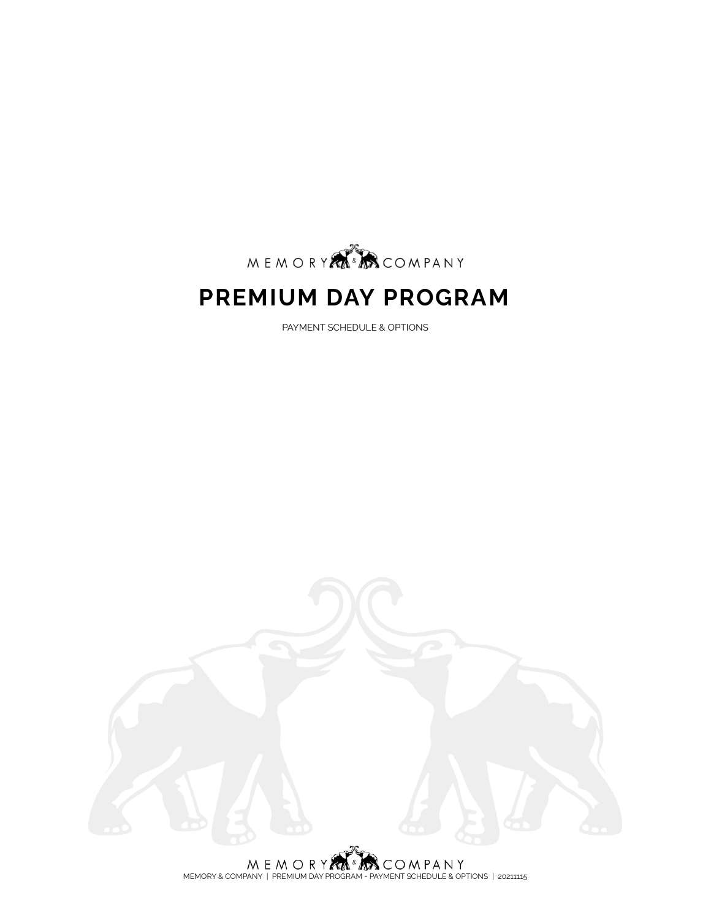MEMORY & COMPANY

# PREMIUM DAY PROGRAM

PAYMENT SCHEDULE & OPTIONS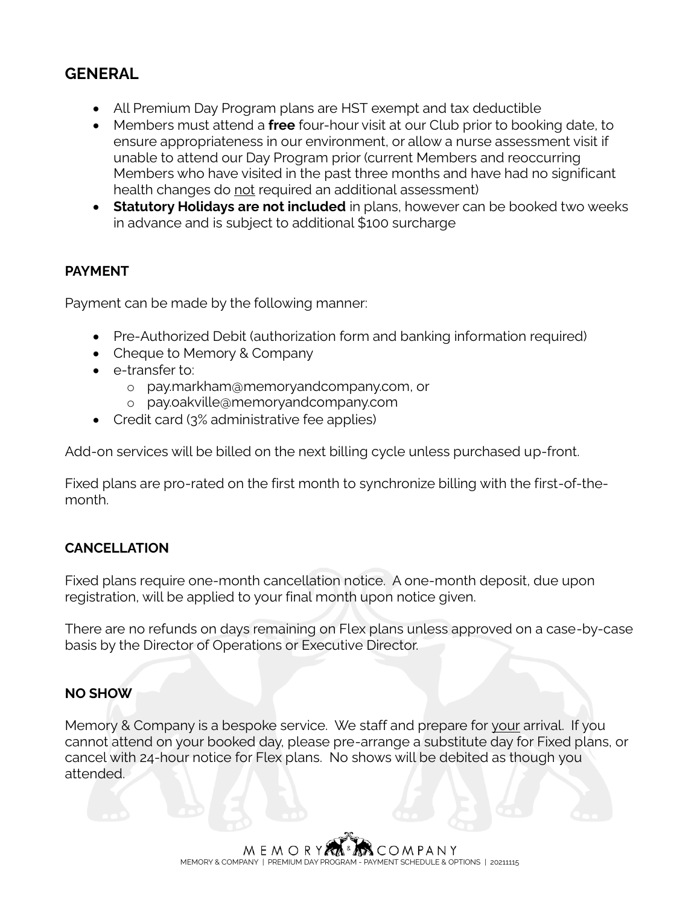## GENERAL

- All Premium Day Program plans are HST exempt and tax deductible
- Members must attend a **free** four-hour visit at our Club prior to booking date, to ensure appropriateness in our environment, or allow a nurse assessment visit if unable to attend our Day Program prior (current Members and reoccurring Members who have visited in the past three months and have had no significant health changes do not required an additional assessment)
- **Statutory Holidays are not included** in plans, however can be booked two weeks in advance and is subject to additional $100 surcharge

### PAYMENT

Payment can be made by the following manner:

- Pre-Authorized Debit (authorization form and banking information required)
- Cheque to Memory & Company
- e-transfer to:
  - pay.markham@memoryandcompany.com, or
  - pay.oakville@memoryandcompany.com
- Credit card (3% administrative fee applies)

Add-on services will be billed on the next billing cycle unless purchased up-front.

Fixed plans are pro-rated on the first month to synchronize billing with the first-of-the-month.

### CANCELLATION

Fixed plans require one-month cancellation notice. A one-month deposit, due upon registration, will be applied to your final month upon notice given.

There are no refunds on days remaining on Flex plans unless approved on a case-by-case basis by the Director of Operations or Executive Director.

### NO SHOW

Memory & Company is a bespoke service. We staff and prepare for your arrival. If you cannot attend on your booked day, please pre-arrange a substitute day for Fixed plans, or cancel with 24-hour notice for Flex plans. No shows will be debited as though you attended.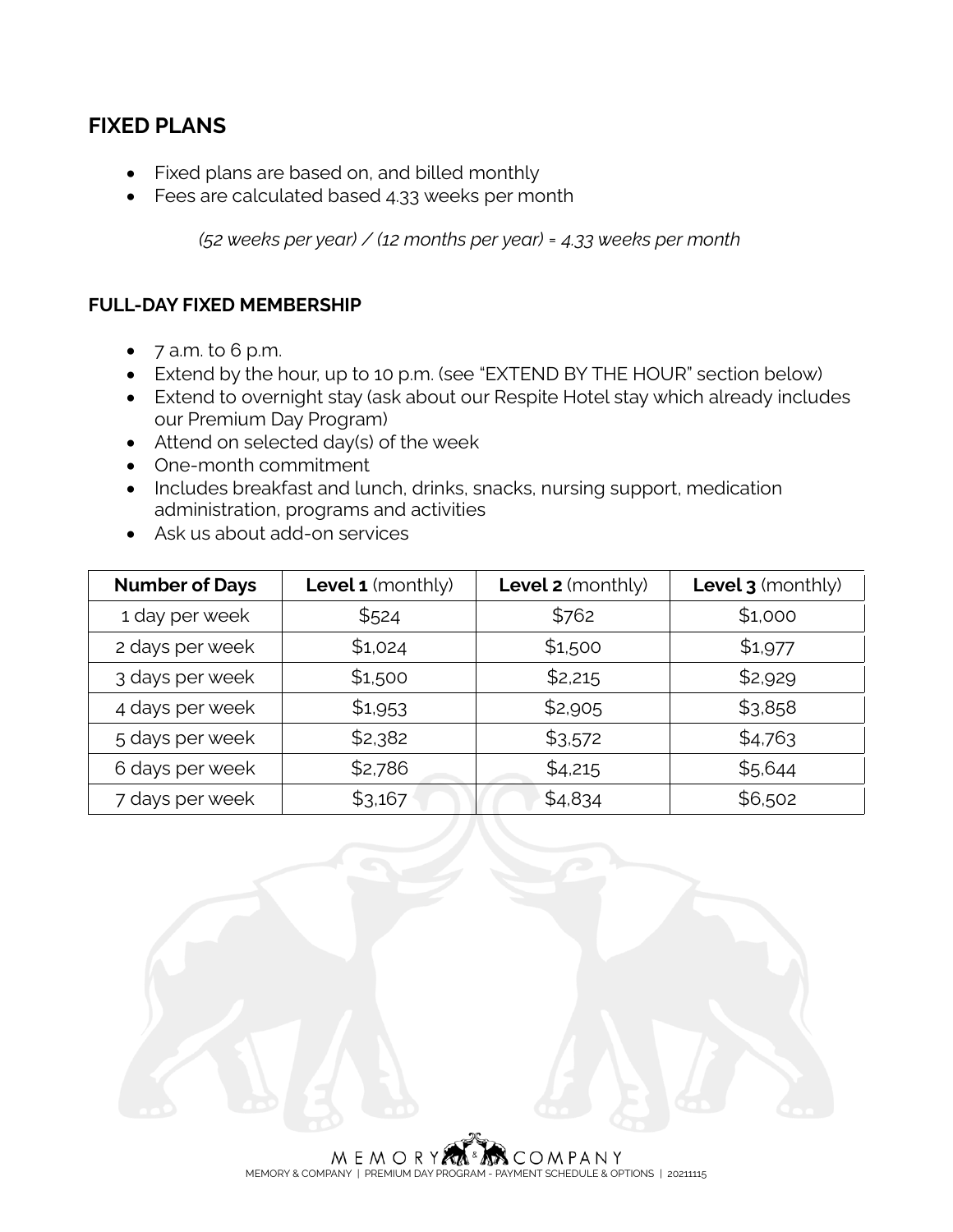## FIXED PLANS

- Fixed plans are based on, and billed monthly
- Fees are calculated based 4.33 weeks per month

*(52 weeks per year) / (12 months per year) = 4.33 weeks per month*

### FULL-DAY FIXED MEMBERSHIP

- 7 a.m. to 6 p.m.
- Extend by the hour, up to 10 p.m. (see "EXTEND BY THE HOUR" section below)
- Extend to overnight stay (ask about our Respite Hotel stay which already includes our Premium Day Program)
- Attend on selected day(s) of the week
- One-month commitment
- Includes breakfast and lunch, drinks, snacks, nursing support, medication administration, programs and activities
- Ask us about add-on services

| **Number of Days** | **Level 1** (monthly) | **Level 2** (monthly) | **Level 3** (monthly) |
|---|---|---|---|
| 1 day per week | $524 | $762 | $1,000 |
| 2 days per week | $1,024 | $1,500 | $1,977 |
| 3 days per week | $1,500 | $2,215 | $2,929 |
| 4 days per week | $1,953 | $2,905 | $3,858 |
| 5 days per week | $2,382 | $3,572 | $4,763 |
| 6 days per week | $2,786 | $4,215 | $5,644 |
| 7 days per week | $3,167 | $4,834 | $6,502 |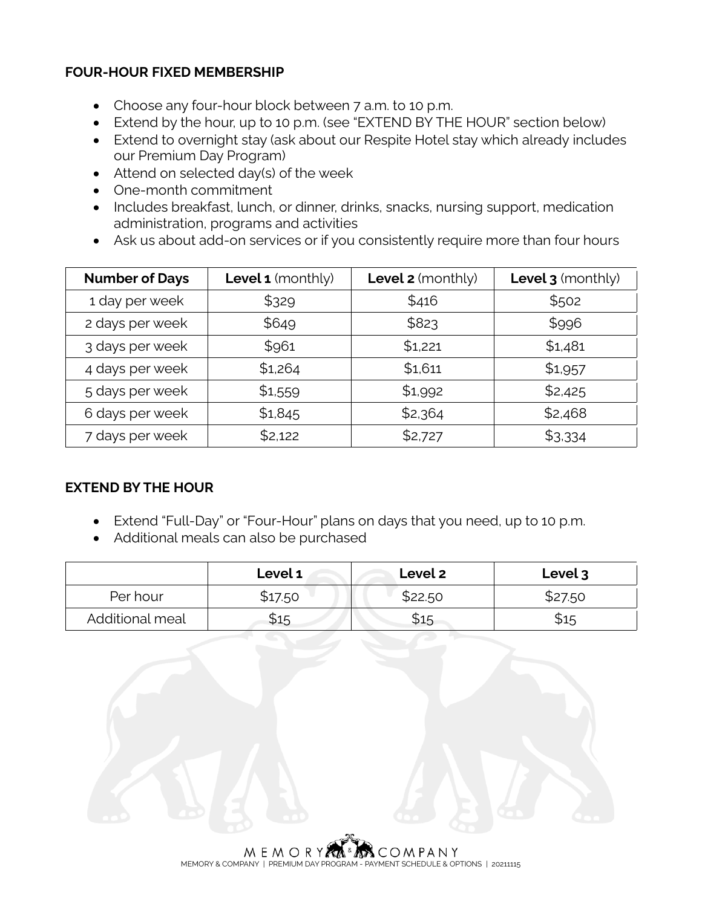**FOUR-HOUR FIXED MEMBERSHIP**

- Choose any four-hour block between 7 a.m. to 10 p.m.
- Extend by the hour, up to 10 p.m. (see "EXTEND BY THE HOUR" section below)
- Extend to overnight stay (ask about our Respite Hotel stay which already includes our Premium Day Program)
- Attend on selected day(s) of the week
- One-month commitment
- Includes breakfast, lunch, or dinner, drinks, snacks, nursing support, medication administration, programs and activities
- Ask us about add-on services or if you consistently require more than four hours

| Number of Days | **Level 1** (monthly) | **Level 2** (monthly) | **Level 3** (monthly) |
|---|---|---|---|
| 1 day per week | $329 | $416 | $502 |
| 2 days per week | $649 | $823 | $996 |
| 3 days per week | $961 | $1,221 | $1,481 |
| 4 days per week | $1,264 | $1,611 | $1,957 |
| 5 days per week | $1,559 | $1,992 | $2,425 |
| 6 days per week | $1,845 | $2,364 | $2,468 |
| 7 days per week | $2,122 | $2,727 | $3,334 |

**EXTEND BY THE HOUR**

- Extend "Full-Day" or "Four-Hour" plans on days that you need, up to 10 p.m.
- Additional meals can also be purchased

| | Level 1 | Level 2 | Level 3 |
|---|---|---|---|
| Per hour | $17.50 | $22.50 | $27.50 |
| Additional meal | $15 | $15 | $15 |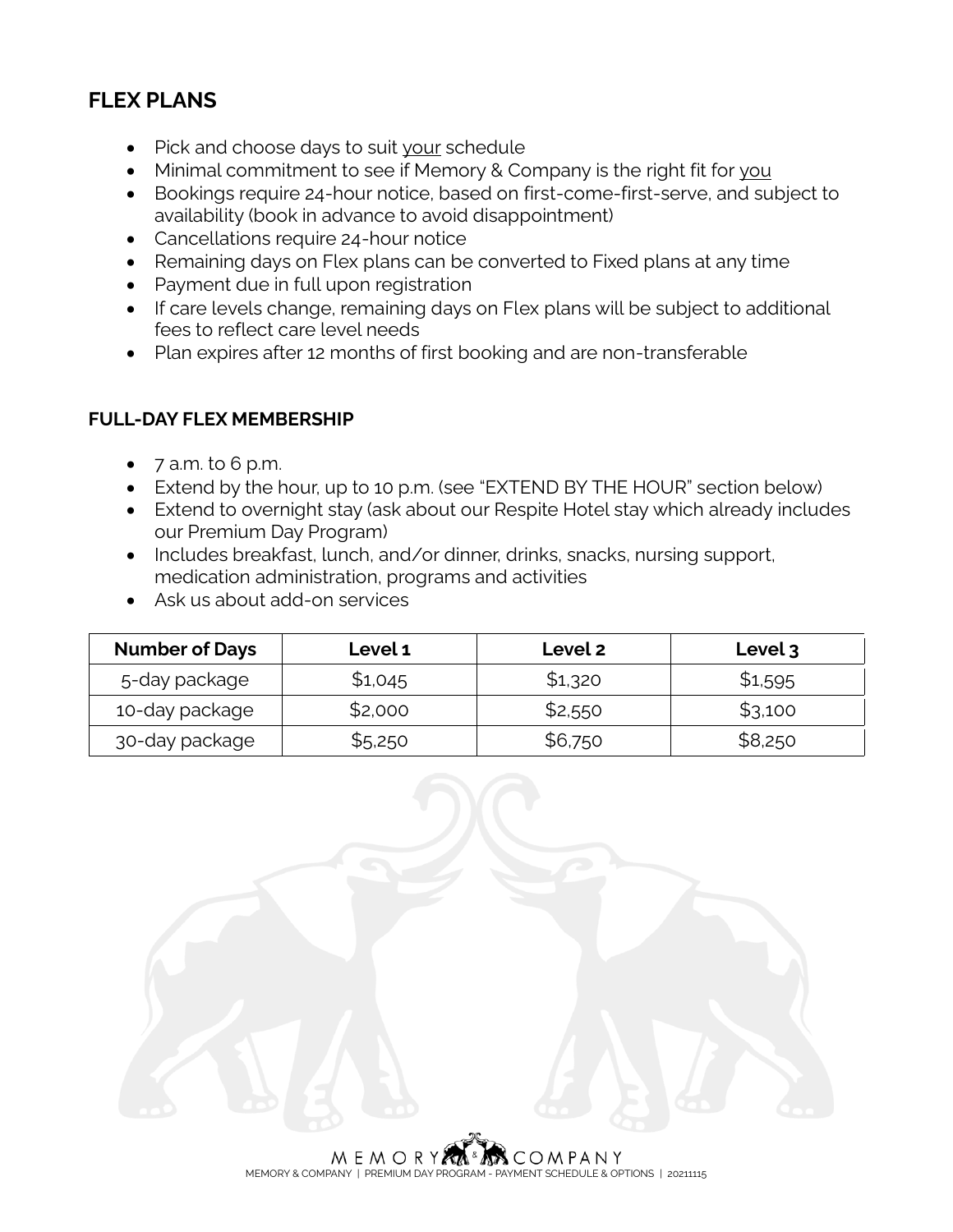## FLEX PLANS

- Pick and choose days to suit <u>your</u> schedule
- Minimal commitment to see if Memory & Company is the right fit for <u>you</u>
- Bookings require 24-hour notice, based on first-come-first-serve, and subject to availability (book in advance to avoid disappointment)
- Cancellations require 24-hour notice
- Remaining days on Flex plans can be converted to Fixed plans at any time
- Payment due in full upon registration
- If care levels change, remaining days on Flex plans will be subject to additional fees to reflect care level needs
- Plan expires after 12 months of first booking and are non-transferable

### FULL-DAY FLEX MEMBERSHIP

- 7 a.m. to 6 p.m.
- Extend by the hour, up to 10 p.m. (see "EXTEND BY THE HOUR" section below)
- Extend to overnight stay (ask about our Respite Hotel stay which already includes our Premium Day Program)
- Includes breakfast, lunch, and/or dinner, drinks, snacks, nursing support, medication administration, programs and activities
- Ask us about add-on services

| Number of Days | Level 1 | Level 2 | Level 3 |
|---|---|---|---|
| 5-day package | $1,045 | $1,320 | $1,595 |
| 10-day package | $2,000 | $2,550 | $3,100 |
| 30-day package | $5,250 | $6,750 | $8,250 |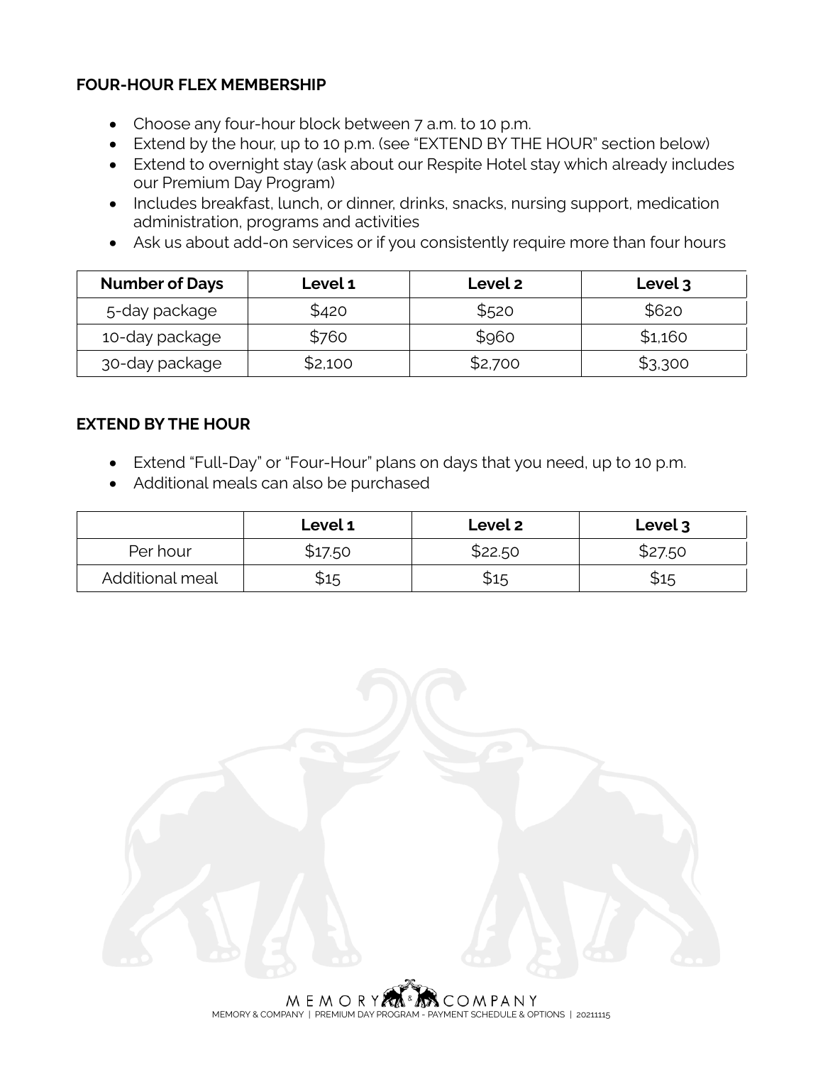**FOUR-HOUR FLEX MEMBERSHIP**

- Choose any four-hour block between 7 a.m. to 10 p.m.
- Extend by the hour, up to 10 p.m. (see "EXTEND BY THE HOUR" section below)
- Extend to overnight stay (ask about our Respite Hotel stay which already includes our Premium Day Program)
- Includes breakfast, lunch, or dinner, drinks, snacks, nursing support, medication administration, programs and activities
- Ask us about add-on services or if you consistently require more than four hours

| Number of Days | Level 1 | Level 2 | Level 3 |
|---|---|---|---|
| 5-day package | $420 | $520 | $620 |
| 10-day package | $760 | $960 | $1,160 |
| 30-day package | $2,100 | $2,700 | $3,300 |

**EXTEND BY THE HOUR**

- Extend "Full-Day" or "Four-Hour" plans on days that you need, up to 10 p.m.
- Additional meals can also be purchased

| | Level 1 | Level 2 | Level 3 |
|---|---|---|---|
| Per hour | $17.50 | $22.50 | $27.50 |
| Additional meal | $15 | $15 | $15 |